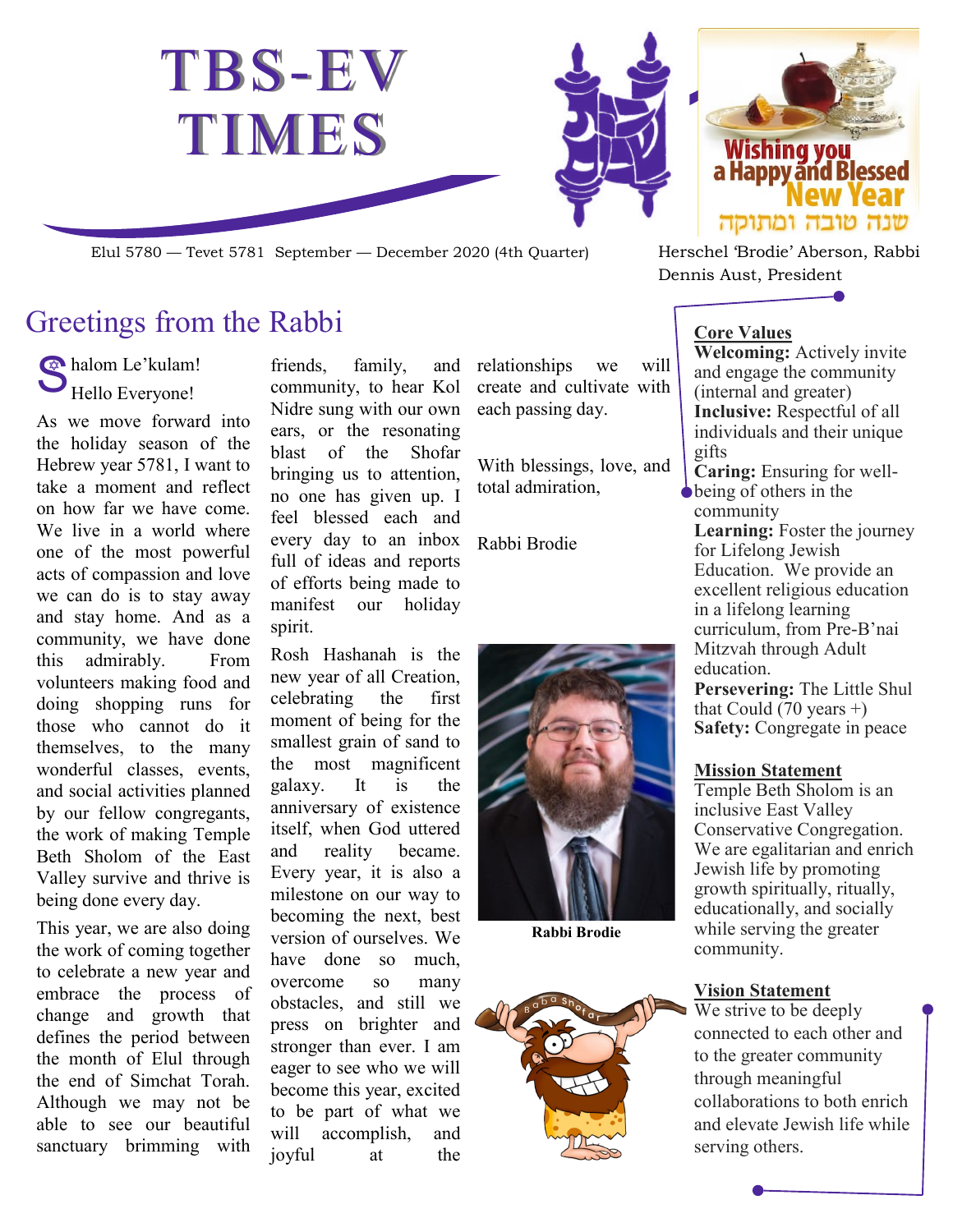# TBS-EV TIMES

Elul 5780 — Tevet 5781 September — December 2020 (4th Quarter)

Herschel 'Brodie' Aberson, Rabbi
Dennis Aust, President

Wishing you a Happy and Blessed New Year
שנה טובה ומתוקה

## Greetings from the Rabbi

Shalom Le'kulam!
Hello Everyone!

As we move forward into the holiday season of the Hebrew year 5781, I want to take a moment and reflect on how far we have come. We live in a world where one of the most powerful acts of compassion and love we can do is to stay away and stay home. And as a community, we have done this admirably. From volunteers making food and doing shopping runs for those who cannot do it themselves, to the many wonderful classes, events, and social activities planned by our fellow congregants, the work of making Temple Beth Sholom of the East Valley survive and thrive is being done every day.

This year, we are also doing the work of coming together to celebrate a new year and embrace the process of change and growth that defines the period between the month of Elul through the end of Simchat Torah. Although we may not be able to see our beautiful sanctuary brimming with friends, family, and community, to hear Kol Nidre sung with our own ears, or the resonating blast of the Shofar bringing us to attention, no one has given up. I feel blessed each and every day to an inbox full of ideas and reports of efforts being made to manifest our holiday spirit.

Rosh Hashanah is the new year of all Creation, celebrating the first moment of being for the smallest grain of sand to the most magnificent galaxy. It is the anniversary of existence itself, when God uttered and reality became. Every year, it is also a milestone on our way to becoming the next, best version of ourselves. We have done so much, overcome so many obstacles, and still we press on brighter and stronger than ever. I am eager to see who we will become this year, excited to be part of what we will accomplish, and joyful at the relationships we will create and cultivate with each passing day.

With blessings, love, and total admiration,

Rabbi Brodie

**Rabbi Brodie**

Baba Shofar

**Core Values**

**Welcoming:** Actively invite and engage the community (internal and greater)
**Inclusive:** Respectful of all individuals and their unique gifts
**Caring:** Ensuring for well-being of others in the community
**Learning:** Foster the journey for Lifelong Jewish Education. We provide an excellent religious education in a lifelong learning curriculum, from Pre-B'nai Mitzvah through Adult education.
**Persevering:** The Little Shul that Could (70 years +)
**Safety:** Congregate in peace

**Mission Statement**

Temple Beth Sholom is an inclusive East Valley Conservative Congregation. We are egalitarian and enrich Jewish life by promoting growth spiritually, ritually, educationally, and socially while serving the greater community.

**Vision Statement**

We strive to be deeply connected to each other and to the greater community through meaningful collaborations to both enrich and elevate Jewish life while serving others.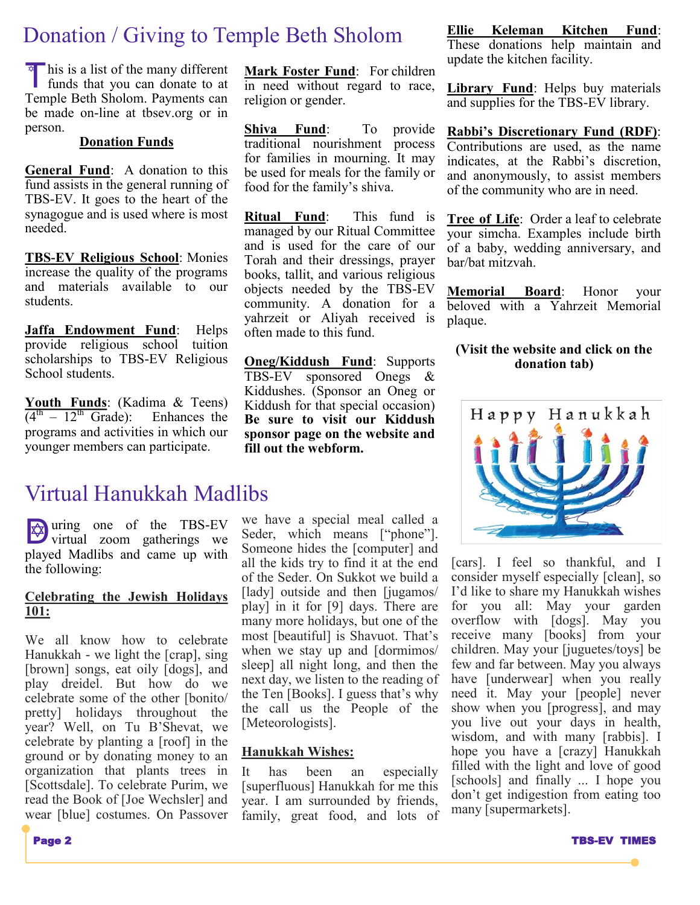# Donation / Giving to Temple Beth Sholom

This is a list of the many different funds that you can donate to at Temple Beth Sholom. Payments can be made on-line at tbsev.org or in person.

**Donation Funds**

**General Fund**: A donation to this fund assists in the general running of TBS-EV. It goes to the heart of the synagogue and is used where is most needed.

**TBS-EV Religious School**: Monies increase the quality of the programs and materials available to our students.

**Jaffa Endowment Fund**: Helps provide religious school tuition scholarships to TBS-EV Religious School students.

**Youth Funds**: (Kadima & Teens) (4th – 12th Grade): Enhances the programs and activities in which our younger members can participate.

**Mark Foster Fund**: For children in need without regard to race, religion or gender.

**Shiva Fund**: To provide traditional nourishment process for families in mourning. It may be used for meals for the family or food for the family's shiva.

**Ritual Fund**: This fund is managed by our Ritual Committee and is used for the care of our Torah and their dressings, prayer books, tallit, and various religious objects needed by the TBS-EV community. A donation for a yahrzeit or Aliyah received is often made to this fund.

**Oneg/Kiddush Fund**: Supports TBS-EV sponsored Onegs & Kiddushes. (Sponsor an Oneg or Kiddush for that special occasion) **Be sure to visit our Kiddush sponsor page on the website and fill out the webform.**

**Ellie Keleman Kitchen Fund**: These donations help maintain and update the kitchen facility.

**Library Fund**: Helps buy materials and supplies for the TBS-EV library.

**Rabbi's Discretionary Fund (RDF)**: Contributions are used, as the name indicates, at the Rabbi's discretion, and anonymously, to assist members of the community who are in need.

**Tree of Life**: Order a leaf to celebrate your simcha. Examples include birth of a baby, wedding anniversary, and bar/bat mitzvah.

**Memorial Board**: Honor your beloved with a Yahrzeit Memorial plaque.

**(Visit the website and click on the donation tab)**

Happy Hanukkah

# Virtual Hanukkah Madlibs

During one of the TBS-EV virtual zoom gatherings we played Madlibs and came up with the following:

**Celebrating the Jewish Holidays 101:**

We all know how to celebrate Hanukkah - we light the [crap], sing [brown] songs, eat oily [dogs], and play dreidel. But how do we celebrate some of the other [bonito/ pretty] holidays throughout the year? Well, on Tu B'Shevat, we celebrate by planting a [roof] in the ground or by donating money to an organization that plants trees in [Scottsdale]. To celebrate Purim, we read the Book of [Joe Wechsler] and wear [blue] costumes. On Passover we have a special meal called a Seder, which means ["phone"]. Someone hides the [computer] and all the kids try to find it at the end of the Seder. On Sukkot we build a [lady] outside and then [jugamos/ play] in it for [9] days. There are many more holidays, but one of the most [beautiful] is Shavuot. That's when we stay up and [dormimos/ sleep] all night long, and then the next day, we listen to the reading of the Ten [Books]. I guess that's why the call us the People of the [Meteorologists].

**Hanukkah Wishes:**

It has been an especially [superfluous] Hanukkah for me this year. I am surrounded by friends, family, great food, and lots of [cars]. I feel so thankful, and I consider myself especially [clean], so I'd like to share my Hanukkah wishes for you all: May your garden overflow with [dogs]. May you receive many [books] from your children. May your [juguetes/toys] be few and far between. May you always have [underwear] when you really need it. May your [people] never show when you [progress], and may you live out your days in health, wisdom, and with many [rabbis]. I hope you have a [crazy] Hanukkah filled with the light and love of good [schools] and finally ... I hope you don't get indigestion from eating too many [supermarkets].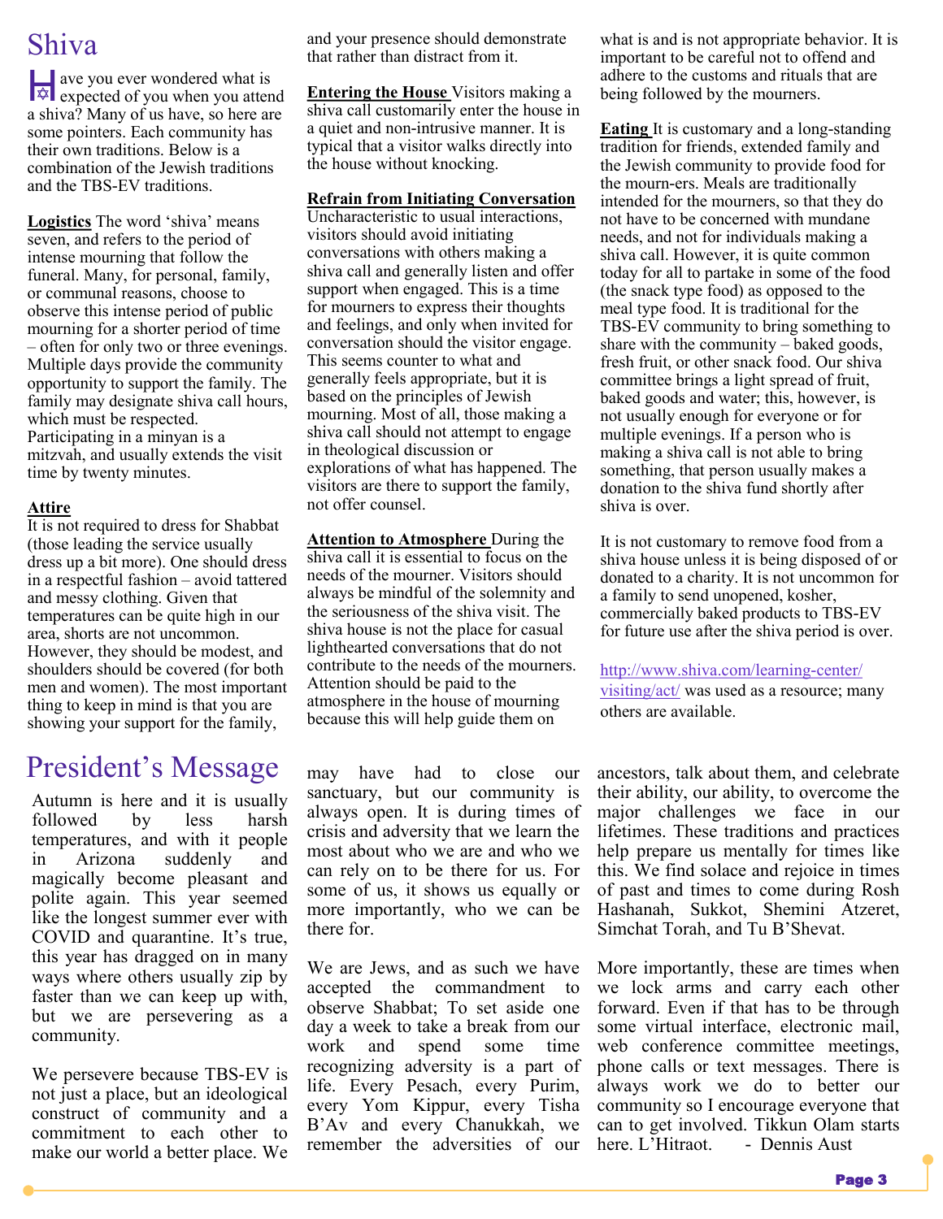# Shiva

Have you ever wondered what is expected of you when you attend a shiva? Many of us have, so here are some pointers. Each community has their own traditions. Below is a combination of the Jewish traditions and the TBS-EV traditions.

**Logistics** The word 'shiva' means seven, and refers to the period of intense mourning that follow the funeral. Many, for personal, family, or communal reasons, choose to observe this intense period of public mourning for a shorter period of time – often for only two or three evenings. Multiple days provide the community opportunity to support the family. The family may designate shiva call hours, which must be respected. Participating in a minyan is a mitzvah, and usually extends the visit time by twenty minutes.

**Attire**
It is not required to dress for Shabbat (those leading the service usually dress up a bit more). One should dress in a respectful fashion – avoid tattered and messy clothing. Given that temperatures can be quite high in our area, shorts are not uncommon. However, they should be modest, and shoulders should be covered (for both men and women). The most important thing to keep in mind is that you are showing your support for the family, and your presence should demonstrate that rather than distract from it.

**Entering the House** Visitors making a shiva call customarily enter the house in a quiet and non-intrusive manner. It is typical that a visitor walks directly into the house without knocking.

**Refrain from Initiating Conversation**
Uncharacteristic to usual interactions, visitors should avoid initiating conversations with others making a shiva call and generally listen and offer support when engaged. This is a time for mourners to express their thoughts and feelings, and only when invited for conversation should the visitor engage. This seems counter to what and generally feels appropriate, but it is based on the principles of Jewish mourning. Most of all, those making a shiva call should not attempt to engage in theological discussion or explorations of what has happened. The visitors are there to support the family, not offer counsel.

**Attention to Atmosphere** During the shiva call it is essential to focus on the needs of the mourner. Visitors should always be mindful of the solemnity and the seriousness of the shiva visit. The shiva house is not the place for casual lighthearted conversations that do not contribute to the needs of the mourners. Attention should be paid to the atmosphere in the house of mourning because this will help guide them on what is and is not appropriate behavior. It is important to be careful not to offend and adhere to the customs and rituals that are being followed by the mourners.

**Eating** It is customary and a long-standing tradition for friends, extended family and the Jewish community to provide food for the mourn-ers. Meals are traditionally intended for the mourners, so that they do not have to be concerned with mundane needs, and not for individuals making a shiva call. However, it is quite common today for all to partake in some of the food (the snack type food) as opposed to the meal type food. It is traditional for the TBS-EV community to bring something to share with the community – baked goods, fresh fruit, or other snack food. Our shiva committee brings a light spread of fruit, baked goods and water; this, however, is not usually enough for everyone or for multiple evenings. If a person who is making a shiva call is not able to bring something, that person usually makes a donation to the shiva fund shortly after shiva is over.

It is not customary to remove food from a shiva house unless it is being disposed of or donated to a charity. It is not uncommon for a family to send unopened, kosher, commercially baked products to TBS-EV for future use after the shiva period is over.

http://www.shiva.com/learning-center/visiting/act/ was used as a resource; many others are available.

# President's Message

Autumn is here and it is usually followed by less harsh temperatures, and with it people in Arizona suddenly and magically become pleasant and polite again. This year seemed like the longest summer ever with COVID and quarantine. It's true, this year has dragged on in many ways where others usually zip by faster than we can keep up with, but we are persevering as a community.

We persevere because TBS-EV is not just a place, but an ideological construct of community and a commitment to each other to make our world a better place. We may have had to close our sanctuary, but our community is always open. It is during times of crisis and adversity that we learn the most about who we are and who we can rely on to be there for us. For some of us, it shows us equally or more importantly, who we can be there for.

We are Jews, and as such we have accepted the commandment to observe Shabbat; To set aside one day a week to take a break from our work and spend some time recognizing adversity is a part of life. Every Pesach, every Purim, every Yom Kippur, every Tisha B'Av and every Chanukkah, we remember the adversities of our ancestors, talk about them, and celebrate their ability, our ability, to overcome the major challenges we face in our lifetimes. These traditions and practices help prepare us mentally for times like this. We find solace and rejoice in times of past and times to come during Rosh Hashanah, Sukkot, Shemini Atzeret, Simchat Torah, and Tu B'Shevat.

More importantly, these are times when we lock arms and carry each other forward. Even if that has to be through some virtual interface, electronic mail, web conference committee meetings, phone calls or text messages. There is always work we do to better our community so I encourage everyone that can to get involved. Tikkun Olam starts here. L'Hitraot. - Dennis Aust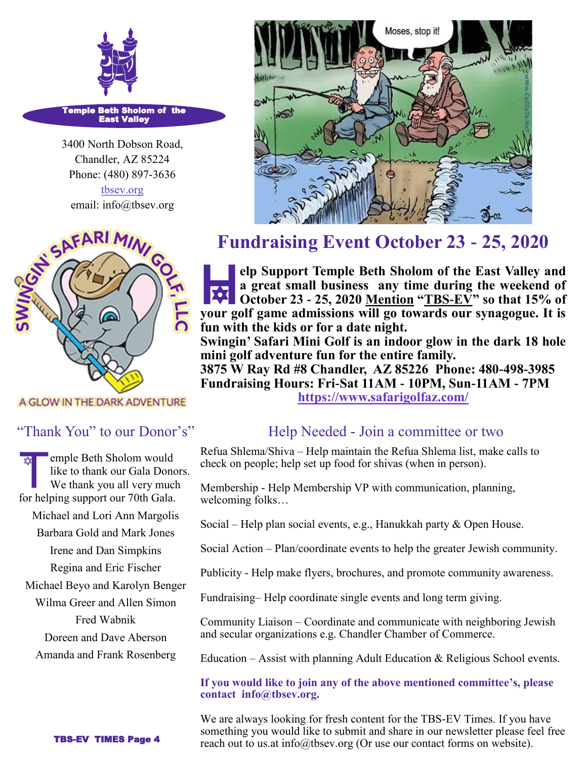Temple Beth Sholom of the East Valley

3400 North Dobson Road,
Chandler, AZ 85224
Phone: (480) 897-3636
tbsev.org
email: info@tbsev.org

# Fundraising Event October 23 - 25, 2020

**Help Support Temple Beth Sholom of the East Valley and a great small business any time during the weekend of October 23 - 25, 2020 Mention "TBS-EV" so that 15% of your golf game admissions will go towards our synagogue. It is fun with the kids or for a date night.**
**Swingin' Safari Mini Golf is an indoor glow in the dark 18 hole mini golf adventure fun for the entire family.**
**3875 W Ray Rd #8 Chandler, AZ 85226 Phone: 480-498-3985**
**Fundraising Hours: Fri-Sat 11AM - 10PM, Sun-11AM - 7PM**
**https://www.safarigolfaz.com/**

## "Thank You" to our Donor's"

Temple Beth Sholom would like to thank our Gala Donors. We thank you all very much for helping support our 70th Gala.

Michael and Lori Ann Margolis
Barbara Gold and Mark Jones
Irene and Dan Simpkins
Regina and Eric Fischer
Michael Beyo and Karolyn Benger
Wilma Greer and Allen Simon
Fred Wabnik
Doreen and Dave Aberson
Amanda and Frank Rosenberg

## Help Needed - Join a committee or two

Refua Shlema/Shiva – Help maintain the Refua Shlema list, make calls to check on people; help set up food for shivas (when in person).

Membership - Help Membership VP with communication, planning, welcoming folks…

Social – Help plan social events, e.g., Hanukkah party & Open House.

Social Action – Plan/coordinate events to help the greater Jewish community.

Publicity - Help make flyers, brochures, and promote community awareness.

Fundraising– Help coordinate single events and long term giving.

Community Liaison – Coordinate and communicate with neighboring Jewish and secular organizations e.g. Chandler Chamber of Commerce.

Education – Assist with planning Adult Education & Religious School events.

**If you would like to join any of the above mentioned committee's, please contact info@tbsev.org.**

We are always looking for fresh content for the TBS-EV Times. If you have something you would like to submit and share in our newsletter please feel free reach out to us.at info@tbsev.org (Or use our contact forms on website).